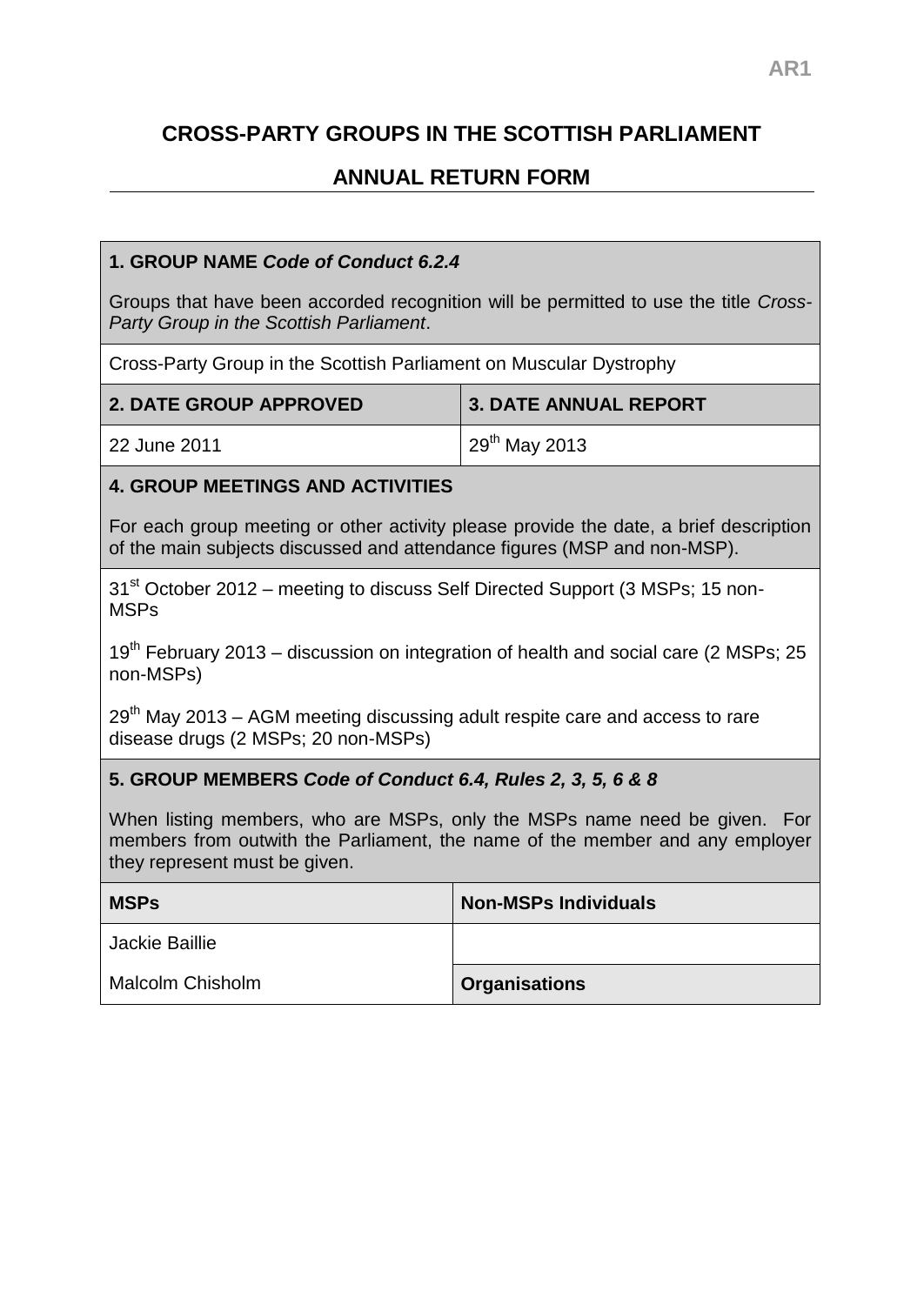AR1

# CROSS-PARTY GROUPS IN THE SCOTTISH PARLIAMENT

## ANNUAL RETURN FORM

**1. GROUP NAME *Code of Conduct 6.2.4***

Groups that have been accorded recognition will be permitted to use the title *Cross-Party Group in the Scottish Parliament*.

Cross-Party Group in the Scottish Parliament on Muscular Dystrophy

| 2. DATE GROUP APPROVED | 3. DATE ANNUAL REPORT |
|---|---|
| 22 June 2011 | 29th May 2013 |

**4. GROUP MEETINGS AND ACTIVITIES**

For each group meeting or other activity please provide the date, a brief description of the main subjects discussed and attendance figures (MSP and non-MSP).

31st October 2012 – meeting to discuss Self Directed Support (3 MSPs; 15 non-MSPs

19th February 2013 – discussion on integration of health and social care (2 MSPs; 25 non-MSPs)

29th May 2013 – AGM meeting discussing adult respite care and access to rare disease drugs (2 MSPs; 20 non-MSPs)

**5. GROUP MEMBERS *Code of Conduct 6.4, Rules 2, 3, 5, 6 & 8***

When listing members, who are MSPs, only the MSPs name need be given. For members from outwith the Parliament, the name of the member and any employer they represent must be given.

| MSPs | Non-MSPs Individuals |
|---|---|
| Jackie Baillie | |
| Malcolm Chisholm | **Organisations** |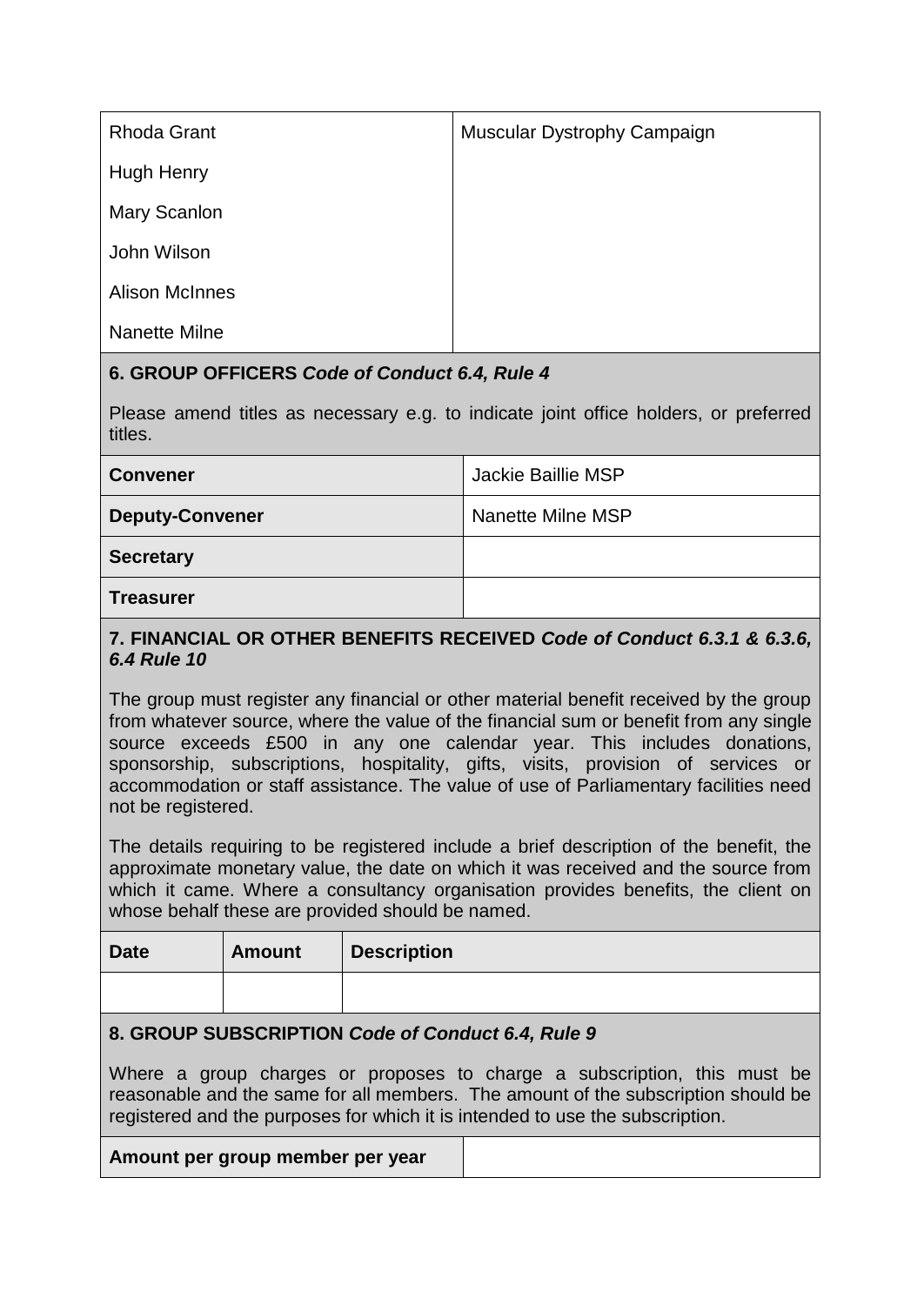| Rhoda Grant<br>Hugh Henry<br>Mary Scanlon<br>John Wilson<br>Alison McInnes<br>Nanette Milne | Muscular Dystrophy Campaign |
|---|---|

## 6. GROUP OFFICERS *Code of Conduct 6.4, Rule 4*

Please amend titles as necessary e.g. to indicate joint office holders, or preferred titles.

| **Convener** | Jackie Baillie MSP |
|---|---|
| **Deputy-Convener** | Nanette Milne MSP |
| **Secretary** | |
| **Treasurer** | |

## 7. FINANCIAL OR OTHER BENEFITS RECEIVED *Code of Conduct 6.3.1 & 6.3.6, 6.4 Rule 10*

The group must register any financial or other material benefit received by the group from whatever source, where the value of the financial sum or benefit from any single source exceeds £500 in any one calendar year. This includes donations, sponsorship, subscriptions, hospitality, gifts, visits, provision of services or accommodation or staff assistance. The value of use of Parliamentary facilities need not be registered.

The details requiring to be registered include a brief description of the benefit, the approximate monetary value, the date on which it was received and the source from which it came. Where a consultancy organisation provides benefits, the client on whose behalf these are provided should be named.

| Date | Amount | Description |
|---|---|---|
| | | |

## 8. GROUP SUBSCRIPTION *Code of Conduct 6.4, Rule 9*

Where a group charges or proposes to charge a subscription, this must be reasonable and the same for all members. The amount of the subscription should be registered and the purposes for which it is intended to use the subscription.

| **Amount per group member per year** | |
|---|---|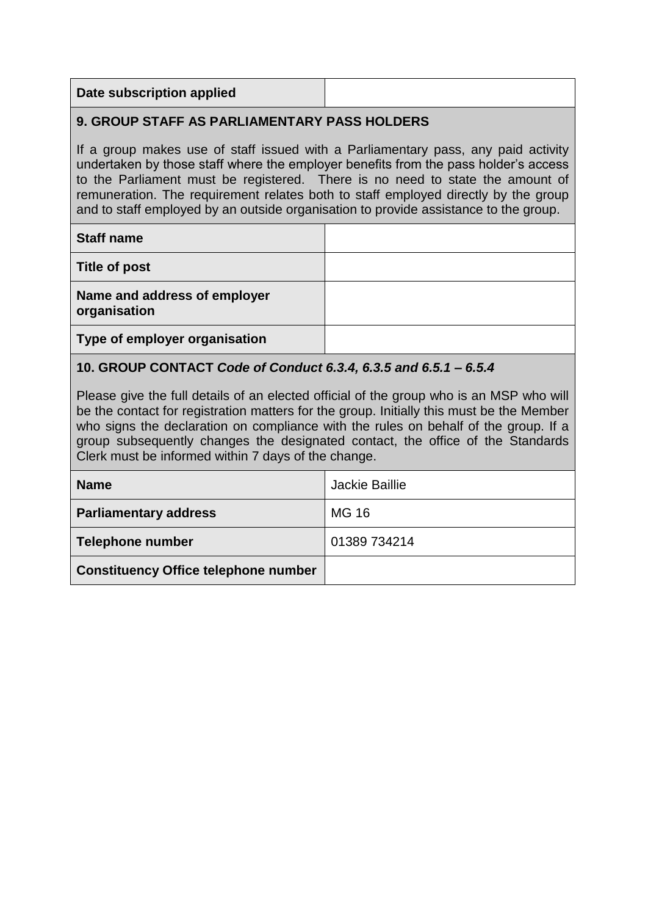| | |
|---|---|
| **Date subscription applied** | |

## 9. GROUP STAFF AS PARLIAMENTARY PASS HOLDERS

If a group makes use of staff issued with a Parliamentary pass, any paid activity undertaken by those staff where the employer benefits from the pass holder's access to the Parliament must be registered. There is no need to state the amount of remuneration. The requirement relates both to staff employed directly by the group and to staff employed by an outside organisation to provide assistance to the group.

| | |
|---|---|
| **Staff name** | |
| **Title of post** | |
| **Name and address of employer organisation** | |
| **Type of employer organisation** | |

## 10. GROUP CONTACT *Code of Conduct 6.3.4, 6.3.5 and 6.5.1 – 6.5.4*

Please give the full details of an elected official of the group who is an MSP who will be the contact for registration matters for the group. Initially this must be the Member who signs the declaration on compliance with the rules on behalf of the group. If a group subsequently changes the designated contact, the office of the Standards Clerk must be informed within 7 days of the change.

| | |
|---|---|
| **Name** | Jackie Baillie |
| **Parliamentary address** | MG 16 |
| **Telephone number** | 01389 734214 |
| **Constituency Office telephone number** | |